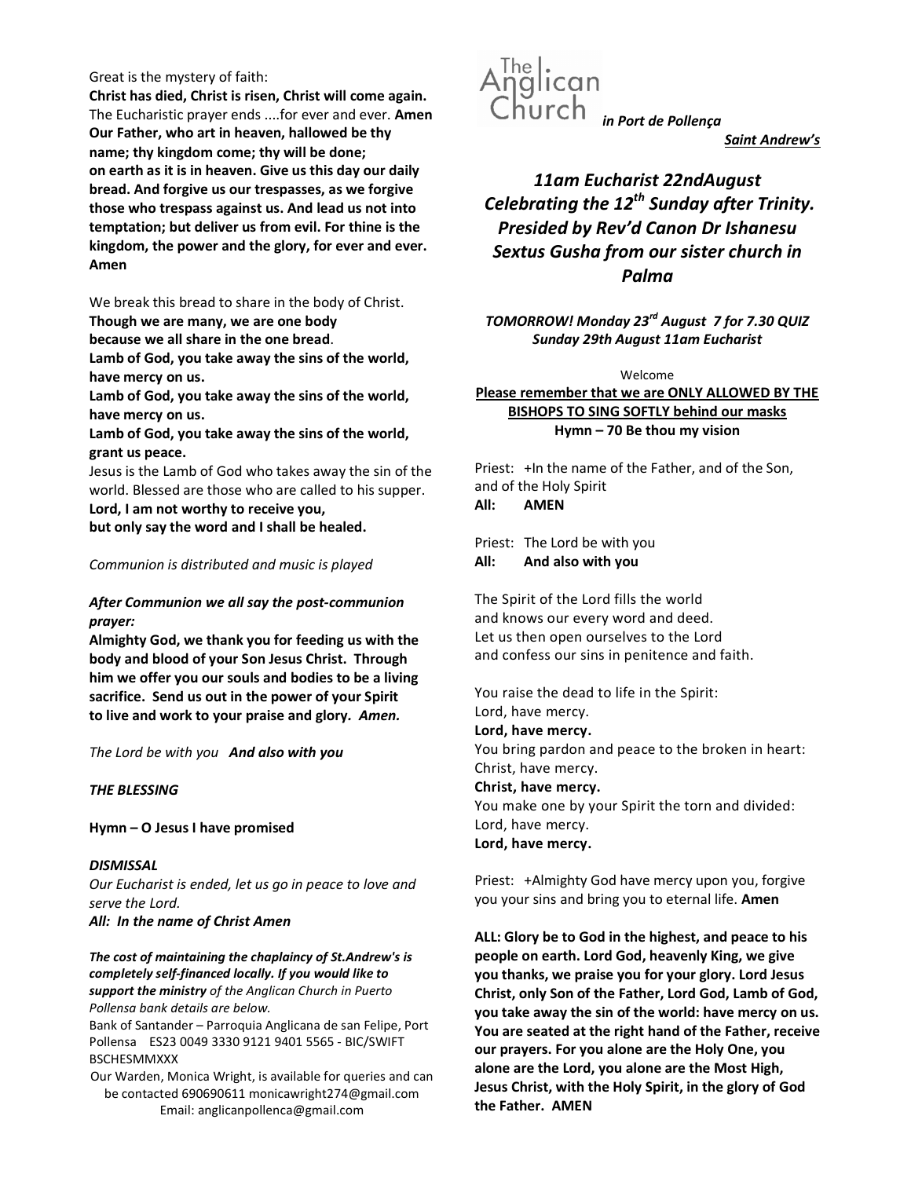Great is the mystery of faith:
**Christ has died, Christ is risen, Christ will come again.**
The Eucharistic prayer ends ....for ever and ever. **Amen**
**Our Father, who art in heaven, hallowed be thy name; thy kingdom come; thy will be done; on earth as it is in heaven. Give us this day our daily bread. And forgive us our trespasses, as we forgive those who trespass against us. And lead us not into temptation; but deliver us from evil. For thine is the kingdom, the power and the glory, for ever and ever. Amen**

We break this bread to share in the body of Christ.
**Though we are many, we are one body**
**because we all share in the one bread**.
**Lamb of God, you take away the sins of the world, have mercy on us.**
**Lamb of God, you take away the sins of the world, have mercy on us.**
**Lamb of God, you take away the sins of the world, grant us peace.**
Jesus is the Lamb of God who takes away the sin of the world. Blessed are those who are called to his supper.
**Lord, I am not worthy to receive you,**
**but only say the word and I shall be healed.**

*Communion is distributed and music is played*

***After Communion we all say the post-communion prayer:***
**Almighty God, we thank you for feeding us with the body and blood of your Son Jesus Christ. Through him we offer you our souls and bodies to be a living sacrifice. Send us out in the power of your Spirit to live and work to your praise and glory.** ***Amen.***

*The Lord be with you* ***And also with you***

***THE BLESSING***

**Hymn – O Jesus I have promised**

***DISMISSAL***
*Our Eucharist is ended, let us go in peace to love and serve the Lord.*
***All: In the name of Christ Amen***

***The cost of maintaining the chaplaincy of St.Andrew's is completely self-financed locally. If you would like to support the ministry*** *of the Anglican Church in Puerto Pollensa bank details are below.*
Bank of Santander – Parroquia Anglicana de san Felipe, Port Pollensa ES23 0049 3330 9121 9401 5565 - BIC/SWIFT BSCHESMMXXX
Our Warden, Monica Wright, is available for queries and can be contacted 690690611 monicawright274@gmail.com
Email: anglicanpollenca@gmail.com

The Anglican Church ***in Port de Pollença***

***Saint Andrew's***

## *11am Eucharist 22ndAugust Celebrating the 12th Sunday after Trinity. Presided by Rev'd Canon Dr Ishanesu Sextus Gusha from our sister church in Palma*

***TOMORROW! Monday 23rd August 7 for 7.30 QUIZ***
***Sunday 29th August 11am Eucharist***

Welcome

**Please remember that we are ONLY ALLOWED BY THE BISHOPS TO SING SOFTLY behind our masks**
**Hymn – 70 Be thou my vision**

Priest: +In the name of the Father, and of the Son, and of the Holy Spirit
**All: AMEN**

Priest: The Lord be with you
**All: And also with you**

The Spirit of the Lord fills the world
and knows our every word and deed.
Let us then open ourselves to the Lord
and confess our sins in penitence and faith.

You raise the dead to life in the Spirit:
Lord, have mercy.
**Lord, have mercy.**
You bring pardon and peace to the broken in heart:
Christ, have mercy.
**Christ, have mercy.**
You make one by your Spirit the torn and divided:
Lord, have mercy.
**Lord, have mercy.**

Priest: +Almighty God have mercy upon you, forgive you your sins and bring you to eternal life. **Amen**

**ALL: Glory be to God in the highest, and peace to his people on earth. Lord God, heavenly King, we give you thanks, we praise you for your glory. Lord Jesus Christ, only Son of the Father, Lord God, Lamb of God, you take away the sin of the world: have mercy on us. You are seated at the right hand of the Father, receive our prayers. For you alone are the Holy One, you alone are the Lord, you alone are the Most High, Jesus Christ, with the Holy Spirit, in the glory of God the Father. AMEN**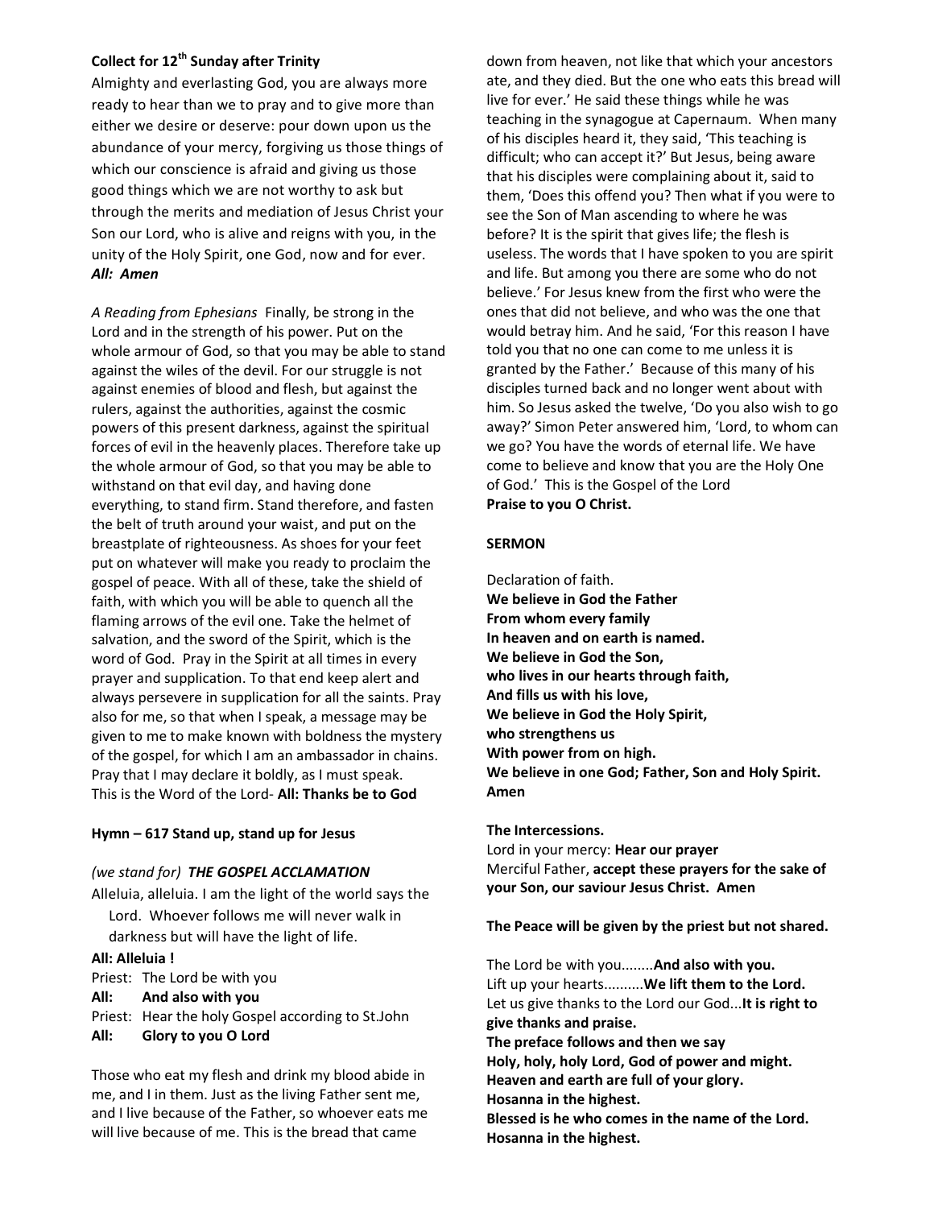**Collect for 12th Sunday after Trinity**

Almighty and everlasting God, you are always more ready to hear than we to pray and to give more than either we desire or deserve: pour down upon us the abundance of your mercy, forgiving us those things of which our conscience is afraid and giving us those good things which we are not worthy to ask but through the merits and mediation of Jesus Christ your Son our Lord, who is alive and reigns with you, in the unity of the Holy Spirit, one God, now and for ever.
***All: Amen***

*A Reading from Ephesians* Finally, be strong in the Lord and in the strength of his power. Put on the whole armour of God, so that you may be able to stand against the wiles of the devil. For our struggle is not against enemies of blood and flesh, but against the rulers, against the authorities, against the cosmic powers of this present darkness, against the spiritual forces of evil in the heavenly places. Therefore take up the whole armour of God, so that you may be able to withstand on that evil day, and having done everything, to stand firm. Stand therefore, and fasten the belt of truth around your waist, and put on the breastplate of righteousness. As shoes for your feet put on whatever will make you ready to proclaim the gospel of peace. With all of these, take the shield of faith, with which you will be able to quench all the flaming arrows of the evil one. Take the helmet of salvation, and the sword of the Spirit, which is the word of God. Pray in the Spirit at all times in every prayer and supplication. To that end keep alert and always persevere in supplication for all the saints. Pray also for me, so that when I speak, a message may be given to me to make known with boldness the mystery of the gospel, for which I am an ambassador in chains. Pray that I may declare it boldly, as I must speak.
This is the Word of the Lord- **All: Thanks be to God**

**Hymn – 617 Stand up, stand up for Jesus**

*(we stand for)* ***THE GOSPEL ACCLAMATION***

Alleluia, alleluia. I am the light of the world says the Lord. Whoever follows me will never walk in darkness but will have the light of life.

**All: Alleluia !**

Priest: The Lord be with you
**All: And also with you**
Priest: Hear the holy Gospel according to St.John
**All: Glory to you O Lord**

Those who eat my flesh and drink my blood abide in me, and I in them. Just as the living Father sent me, and I live because of the Father, so whoever eats me will live because of me. This is the bread that came down from heaven, not like that which your ancestors ate, and they died. But the one who eats this bread will live for ever.' He said these things while he was teaching in the synagogue at Capernaum. When many of his disciples heard it, they said, 'This teaching is difficult; who can accept it?' But Jesus, being aware that his disciples were complaining about it, said to them, 'Does this offend you? Then what if you were to see the Son of Man ascending to where he was before? It is the spirit that gives life; the flesh is useless. The words that I have spoken to you are spirit and life. But among you there are some who do not believe.' For Jesus knew from the first who were the ones that did not believe, and who was the one that would betray him. And he said, 'For this reason I have told you that no one can come to me unless it is granted by the Father.' Because of this many of his disciples turned back and no longer went about with him. So Jesus asked the twelve, 'Do you also wish to go away?' Simon Peter answered him, 'Lord, to whom can we go? You have the words of eternal life. We have come to believe and know that you are the Holy One of God.' This is the Gospel of the Lord
**Praise to you O Christ.**

**SERMON**

Declaration of faith.
**We believe in God the Father**
**From whom every family**
**In heaven and on earth is named.**
**We believe in God the Son,**
**who lives in our hearts through faith,**
**And fills us with his love,**
**We believe in God the Holy Spirit,**
**who strengthens us**
**With power from on high.**
**We believe in one God; Father, Son and Holy Spirit.**
**Amen**

**The Intercessions.**
Lord in your mercy: **Hear our prayer**
Merciful Father, **accept these prayers for the sake of your Son, our saviour Jesus Christ. Amen**

**The Peace will be given by the priest but not shared.**

The Lord be with you........**And also with you.**
Lift up your hearts..........**We lift them to the Lord.**
Let us give thanks to the Lord our God...**It is right to give thanks and praise.**
**The preface follows and then we say**
**Holy, holy, holy Lord, God of power and might.**
**Heaven and earth are full of your glory.**
**Hosanna in the highest.**
**Blessed is he who comes in the name of the Lord.**
**Hosanna in the highest.**